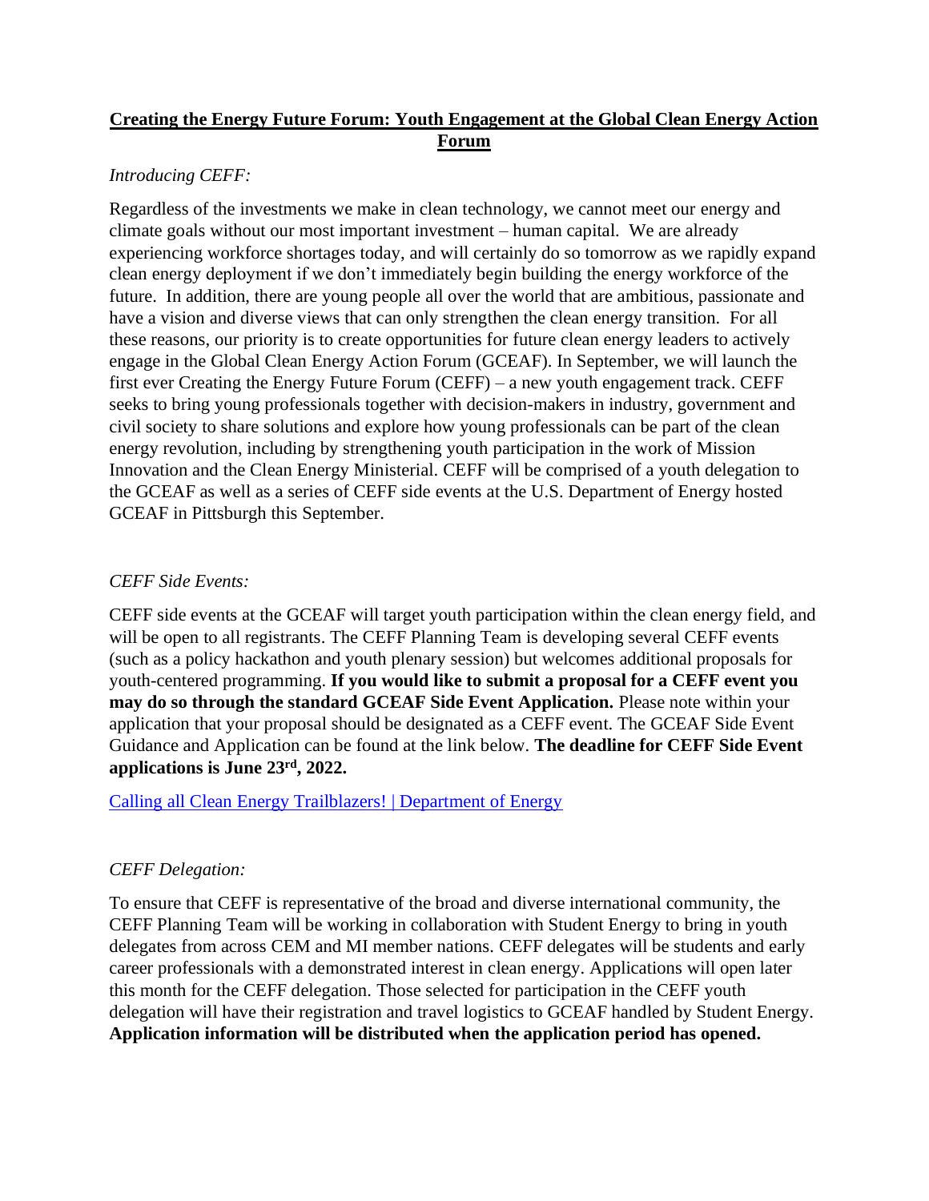# Creating the Energy Future Forum: Youth Engagement at the Global Clean Energy Action Forum

*Introducing CEFF:*

Regardless of the investments we make in clean technology, we cannot meet our energy and climate goals without our most important investment – human capital. We are already experiencing workforce shortages today, and will certainly do so tomorrow as we rapidly expand clean energy deployment if we don't immediately begin building the energy workforce of the future. In addition, there are young people all over the world that are ambitious, passionate and have a vision and diverse views that can only strengthen the clean energy transition. For all these reasons, our priority is to create opportunities for future clean energy leaders to actively engage in the Global Clean Energy Action Forum (GCEAF). In September, we will launch the first ever Creating the Energy Future Forum (CEFF) – a new youth engagement track. CEFF seeks to bring young professionals together with decision-makers in industry, government and civil society to share solutions and explore how young professionals can be part of the clean energy revolution, including by strengthening youth participation in the work of Mission Innovation and the Clean Energy Ministerial. CEFF will be comprised of a youth delegation to the GCEAF as well as a series of CEFF side events at the U.S. Department of Energy hosted GCEAF in Pittsburgh this September.

*CEFF Side Events:*

CEFF side events at the GCEAF will target youth participation within the clean energy field, and will be open to all registrants. The CEFF Planning Team is developing several CEFF events (such as a policy hackathon and youth plenary session) but welcomes additional proposals for youth-centered programming. **If you would like to submit a proposal for a CEFF event you may do so through the standard GCEAF Side Event Application.** Please note within your application that your proposal should be designated as a CEFF event. The GCEAF Side Event Guidance and Application can be found at the link below. **The deadline for CEFF Side Event applications is June 23rd, 2022.**

[Calling all Clean Energy Trailblazers! | Department of Energy]

*CEFF Delegation:*

To ensure that CEFF is representative of the broad and diverse international community, the CEFF Planning Team will be working in collaboration with Student Energy to bring in youth delegates from across CEM and MI member nations. CEFF delegates will be students and early career professionals with a demonstrated interest in clean energy. Applications will open later this month for the CEFF delegation. Those selected for participation in the CEFF youth delegation will have their registration and travel logistics to GCEAF handled by Student Energy. **Application information will be distributed when the application period has opened.**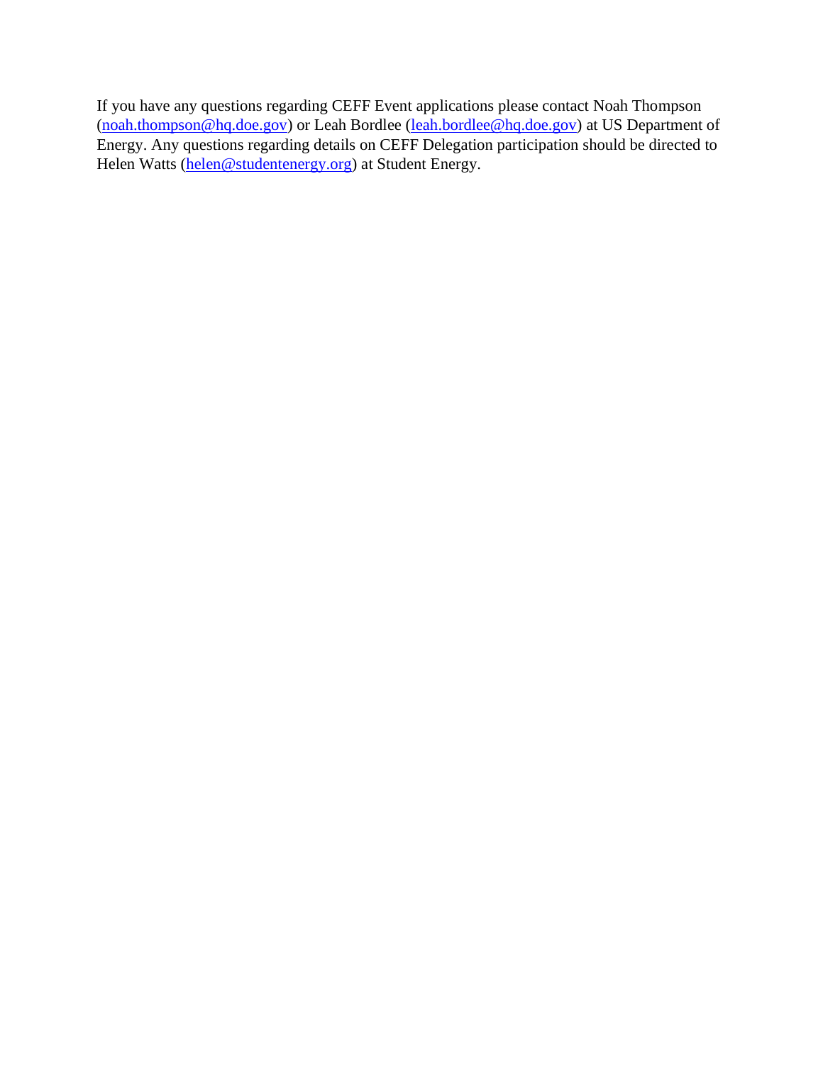If you have any questions regarding CEFF Event applications please contact Noah Thompson (noah.thompson@hq.doe.gov) or Leah Bordlee (leah.bordlee@hq.doe.gov) at US Department of Energy. Any questions regarding details on CEFF Delegation participation should be directed to Helen Watts (helen@studentenergy.org) at Student Energy.